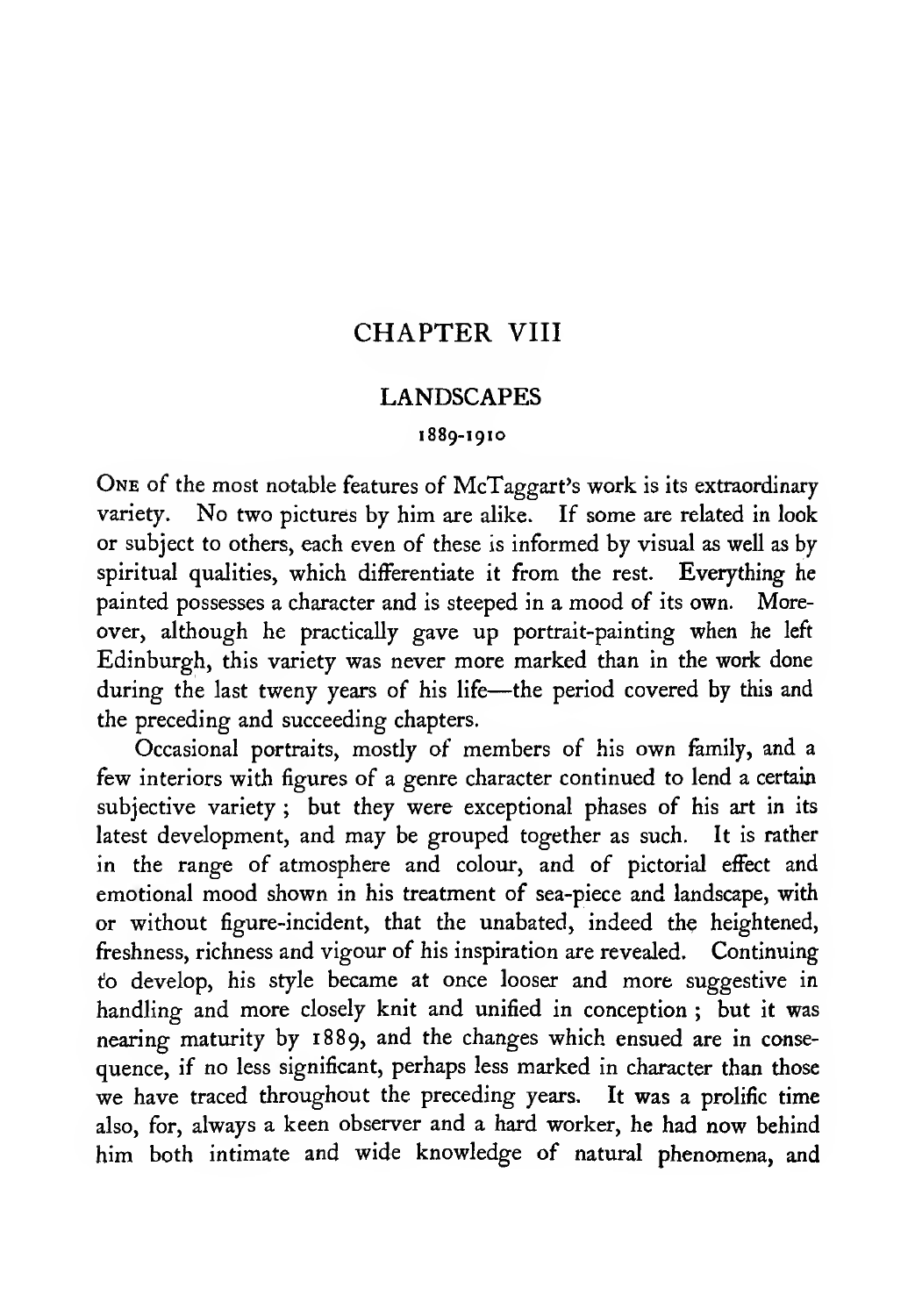# CHAPTER VIII

## LANDSCAPES

### 1889-1910

One of the most notable features of McTaggart's work is its extraordinary variety. No two pictures by him are alike. If some are related in look or subject to others, each even of these is informed by visual as well as by spiritual qualities, which differentiate it from the rest. Everything he painted possesses a character and is steeped in a mood of its own. Moreover, although he practically gave up portrait-painting when he left Edinburgh, this variety was never more marked than in the work done during the last tweny years of his life—the period covered by this and the preceding and succeeding chapters.

Occasional portraits, mostly of members of his own family, and a few interiors with figures of a genre character continued to lend a certain subjective variety; but they were exceptional phases of his art in its latest development, and may be grouped together as such. It is rather in the range of atmosphere and colour, and of pictorial effect and emotional mood shown in his treatment of sea-piece and landscape, with or without figure-incident, that the unabated, indeed the heightened, freshness, richness and vigour of his inspiration are revealed. Continuing to develop, his style became at once looser and more suggestive in handling and more closely knit and unified in conception; but it was nearing maturity by 1889, and the changes which ensued are in consequence, if no less significant, perhaps less marked in character than those we have traced throughout the preceding years. It was a prolific time also, for, always a keen observer and a hard worker, he had now behind him both intimate and wide knowledge of natural phenomena, and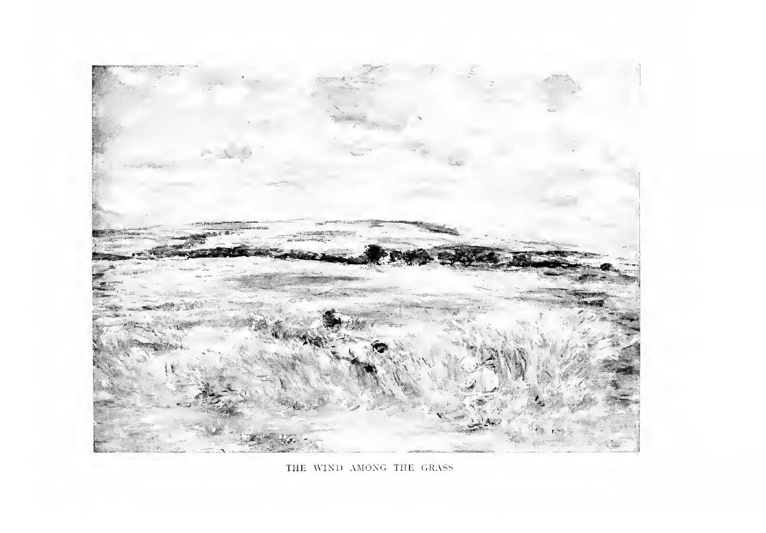THE WIND AMONG THE GRASS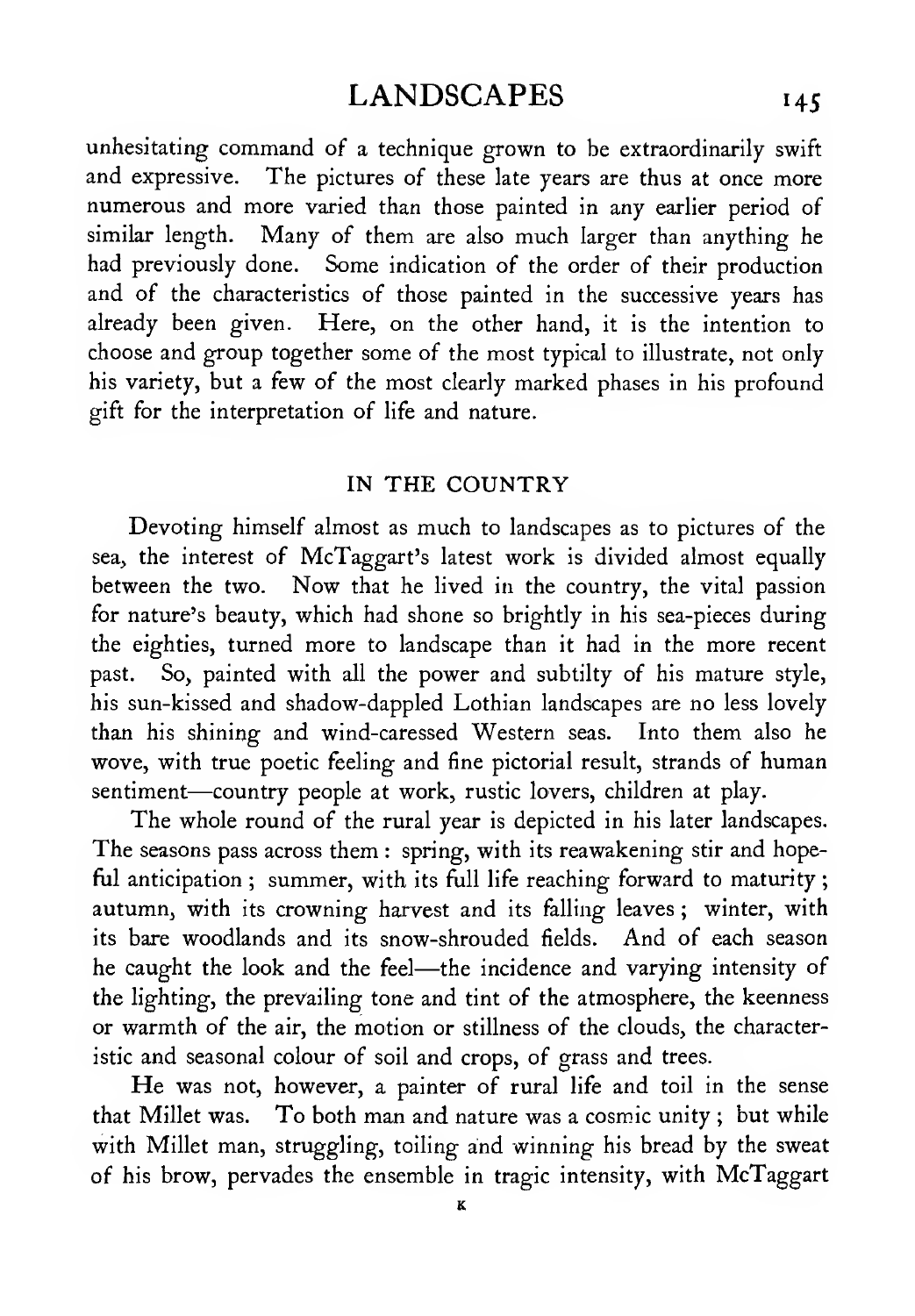unhesitating command of a technique grown to be extraordinarily swift and expressive. The pictures of these late years are thus at once more numerous and more varied than those painted in any earlier period of similar length. Many of them are also much larger than anything he had previously done. Some indication of the order of their production and of the characteristics of those painted in the successive years has already been given. Here, on the other hand, it is the intention to choose and group together some of the most typical to illustrate, not only his variety, but a few of the most clearly marked phases in his profound gift for the interpretation of life and nature.

## IN THE COUNTRY

Devoting himself almost as much to landscapes as to pictures of the sea, the interest of McTaggart's latest work is divided almost equally between the two. Now that he lived in the country, the vital passion for nature's beauty, which had shone so brightly in his sea-pieces during the eighties, turned more to landscape than it had in the more recent past. So, painted with all the power and subtilty of his mature style, his sun-kissed and shadow-dappled Lothian landscapes are no less lovely than his shining and wind-caressed Western seas. Into them also he wove, with true poetic feeling and fine pictorial result, strands of human sentiment—country people at work, rustic lovers, children at play.

The whole round of the rural year is depicted in his later landscapes. The seasons pass across them: spring, with its reawakening stir and hopeful anticipation; summer, with its full life reaching forward to maturity; autumn, with its crowning harvest and its falling leaves; winter, with its bare woodlands and its snow-shrouded fields. And of each season he caught the look and the feel—the incidence and varying intensity of the lighting, the prevailing tone and tint of the atmosphere, the keenness or warmth of the air, the motion or stillness of the clouds, the characteristic and seasonal colour of soil and crops, of grass and trees.

He was not, however, a painter of rural life and toil in the sense that Millet was. To both man and nature was a cosmic unity; but while with Millet man, struggling, toiling and winning his bread by the sweat of his brow, pervades the ensemble in tragic intensity, with McTaggart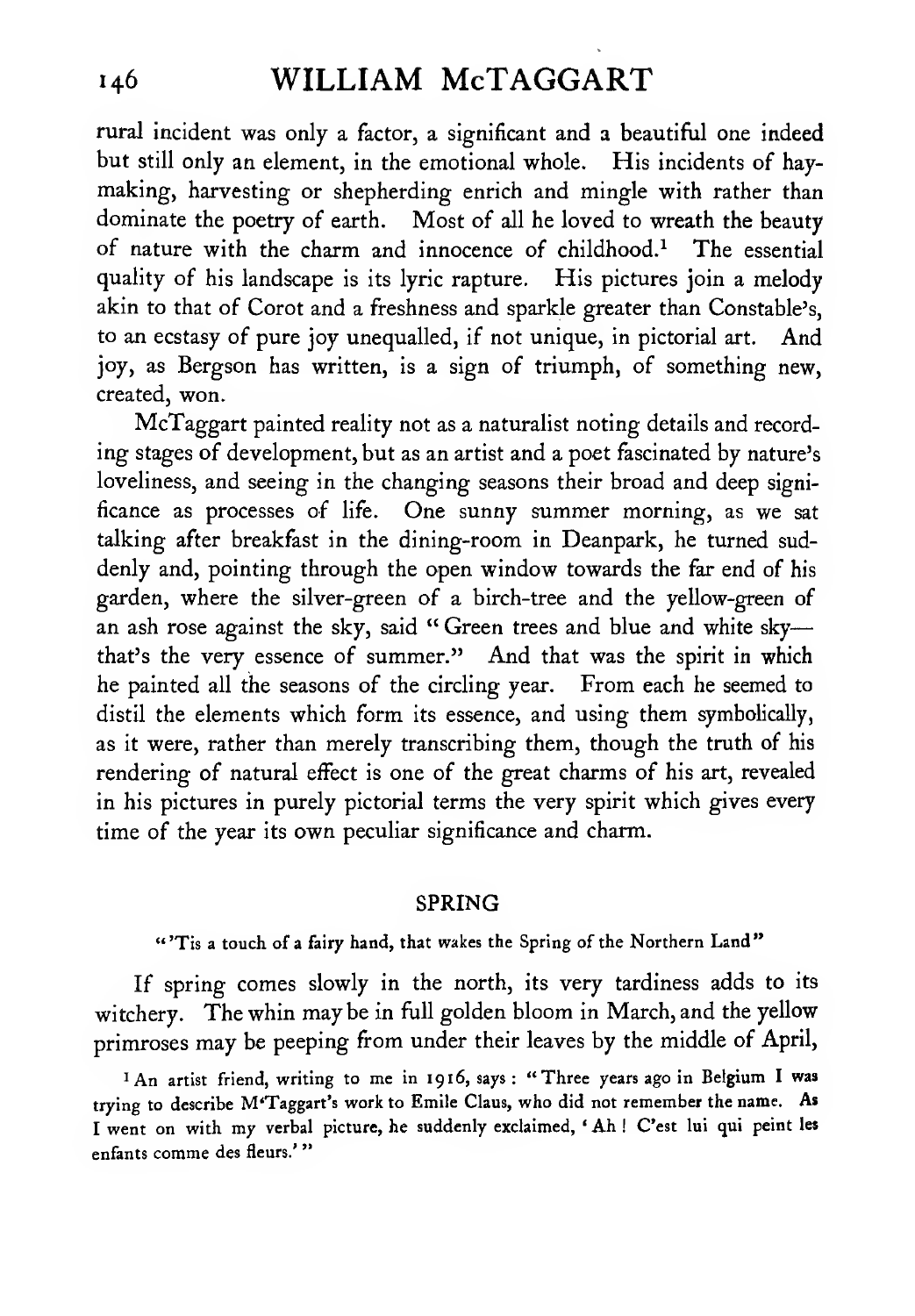rural incident was only a factor, a significant and a beautiful one indeed but still only an element, in the emotional whole. His incidents of hay-making, harvesting or shepherding enrich and mingle with rather than dominate the poetry of earth. Most of all he loved to wreath the beauty of nature with the charm and innocence of childhood.[1] The essential quality of his landscape is its lyric rapture. His pictures join a melody akin to that of Corot and a freshness and sparkle greater than Constable's, to an ecstasy of pure joy unequalled, if not unique, in pictorial art. And joy, as Bergson has written, is a sign of triumph, of something new, created, won.

McTaggart painted reality not as a naturalist noting details and recording stages of development, but as an artist and a poet fascinated by nature's loveliness, and seeing in the changing seasons their broad and deep significance as processes of life. One sunny summer morning, as we sat talking after breakfast in the dining-room in Deanpark, he turned suddenly and, pointing through the open window towards the far end of his garden, where the silver-green of a birch-tree and the yellow-green of an ash rose against the sky, said "Green trees and blue and white sky—that's the very essence of summer." And that was the spirit in which he painted all the seasons of the circling year. From each he seemed to distil the elements which form its essence, and using them symbolically, as it were, rather than merely transcribing them, though the truth of his rendering of natural effect is one of the great charms of his art, revealed in his pictures in purely pictorial terms the very spirit which gives every time of the year its own peculiar significance and charm.

## SPRING

"'Tis a touch of a fairy hand, that wakes the Spring of the Northern Land"

If spring comes slowly in the north, its very tardiness adds to its witchery. The whin may be in full golden bloom in March, and the yellow primroses may be peeping from under their leaves by the middle of April,

[1] An artist friend, writing to me in 1916, says: "Three years ago in Belgium I was trying to describe M'Taggart's work to Emile Claus, who did not remember the name. As I went on with my verbal picture, he suddenly exclaimed, 'Ah! C'est lui qui peint les enfants comme des fleurs.'"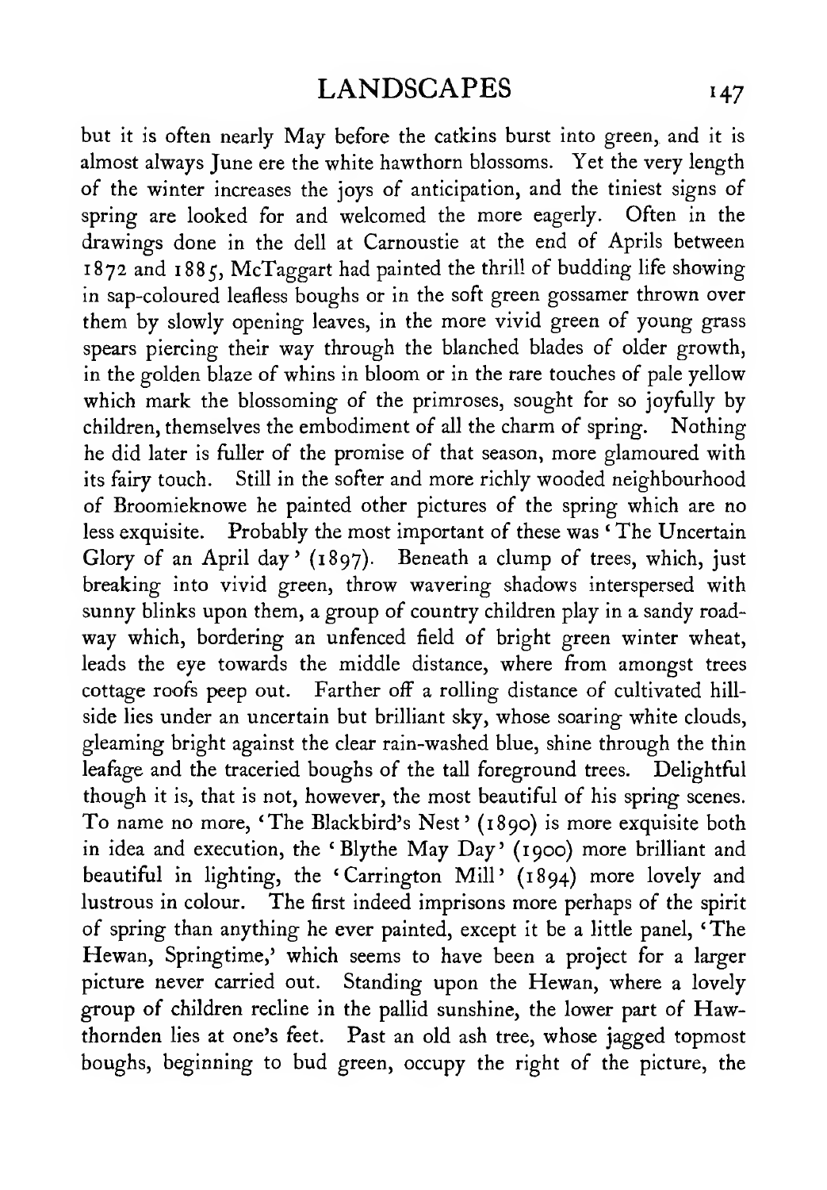but it is often nearly May before the catkins burst into green, and it is almost always June ere the white hawthorn blossoms. Yet the very length of the winter increases the joys of anticipation, and the tiniest signs of spring are looked for and welcomed the more eagerly. Often in the drawings done in the dell at Carnoustie at the end of Aprils between 1872 and 1885, McTaggart had painted the thrill of budding life showing in sap-coloured leafless boughs or in the soft green gossamer thrown over them by slowly opening leaves, in the more vivid green of young grass spears piercing their way through the blanched blades of older growth, in the golden blaze of whins in bloom or in the rare touches of pale yellow which mark the blossoming of the primroses, sought for so joyfully by children, themselves the embodiment of all the charm of spring. Nothing he did later is fuller of the promise of that season, more glamoured with its fairy touch. Still in the softer and more richly wooded neighbourhood of Broomieknowe he painted other pictures of the spring which are no less exquisite. Probably the most important of these was 'The Uncertain Glory of an April day' (1897). Beneath a clump of trees, which, just breaking into vivid green, throw wavering shadows interspersed with sunny blinks upon them, a group of country children play in a sandy roadway which, bordering an unfenced field of bright green winter wheat, leads the eye towards the middle distance, where from amongst trees cottage roofs peep out. Farther off a rolling distance of cultivated hillside lies under an uncertain but brilliant sky, whose soaring white clouds, gleaming bright against the clear rain-washed blue, shine through the thin leafage and the traceried boughs of the tall foreground trees. Delightful though it is, that is not, however, the most beautiful of his spring scenes. To name no more, 'The Blackbird's Nest' (1890) is more exquisite both in idea and execution, the 'Blythe May Day' (1900) more brilliant and beautiful in lighting, the 'Carrington Mill' (1894) more lovely and lustrous in colour. The first indeed imprisons more perhaps of the spirit of spring than anything he ever painted, except it be a little panel, 'The Hewan, Springtime,' which seems to have been a project for a larger picture never carried out. Standing upon the Hewan, where a lovely group of children recline in the pallid sunshine, the lower part of Hawthornden lies at one's feet. Past an old ash tree, whose jagged topmost boughs, beginning to bud green, occupy the right of the picture, the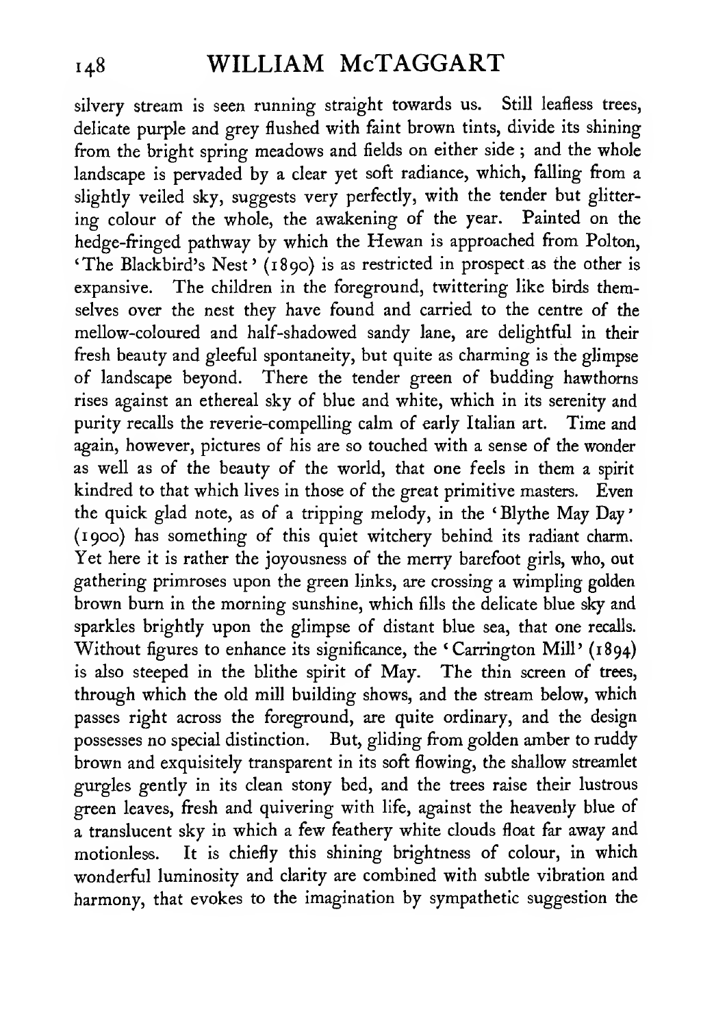silvery stream is seen running straight towards us. Still leafless trees, delicate purple and grey flushed with faint brown tints, divide its shining from the bright spring meadows and fields on either side; and the whole landscape is pervaded by a clear yet soft radiance, which, falling from a slightly veiled sky, suggests very perfectly, with the tender but glittering colour of the whole, the awakening of the year. Painted on the hedge-fringed pathway by which the Hewan is approached from Polton, 'The Blackbird's Nest' (1890) is as restricted in prospect as the other is expansive. The children in the foreground, twittering like birds themselves over the nest they have found and carried to the centre of the mellow-coloured and half-shadowed sandy lane, are delightful in their fresh beauty and gleeful spontaneity, but quite as charming is the glimpse of landscape beyond. There the tender green of budding hawthorns rises against an ethereal sky of blue and white, which in its serenity and purity recalls the reverie-compelling calm of early Italian art. Time and again, however, pictures of his are so touched with a sense of the wonder as well as of the beauty of the world, that one feels in them a spirit kindred to that which lives in those of the great primitive masters. Even the quick glad note, as of a tripping melody, in the 'Blythe May Day' (1900) has something of this quiet witchery behind its radiant charm. Yet here it is rather the joyousness of the merry barefoot girls, who, out gathering primroses upon the green links, are crossing a wimpling golden brown burn in the morning sunshine, which fills the delicate blue sky and sparkles brightly upon the glimpse of distant blue sea, that one recalls. Without figures to enhance its significance, the 'Carrington Mill' (1894) is also steeped in the blithe spirit of May. The thin screen of trees, through which the old mill building shows, and the stream below, which passes right across the foreground, are quite ordinary, and the design possesses no special distinction. But, gliding from golden amber to ruddy brown and exquisitely transparent in its soft flowing, the shallow streamlet gurgles gently in its clean stony bed, and the trees raise their lustrous green leaves, fresh and quivering with life, against the heavenly blue of a translucent sky in which a few feathery white clouds float far away and motionless. It is chiefly this shining brightness of colour, in which wonderful luminosity and clarity are combined with subtle vibration and harmony, that evokes to the imagination by sympathetic suggestion the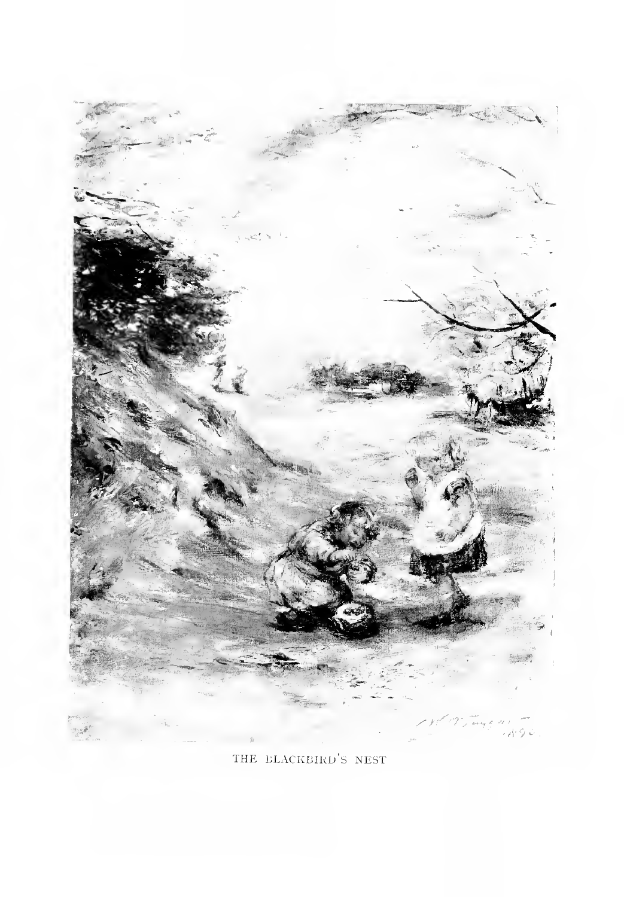THE BLACKBIRD'S NEST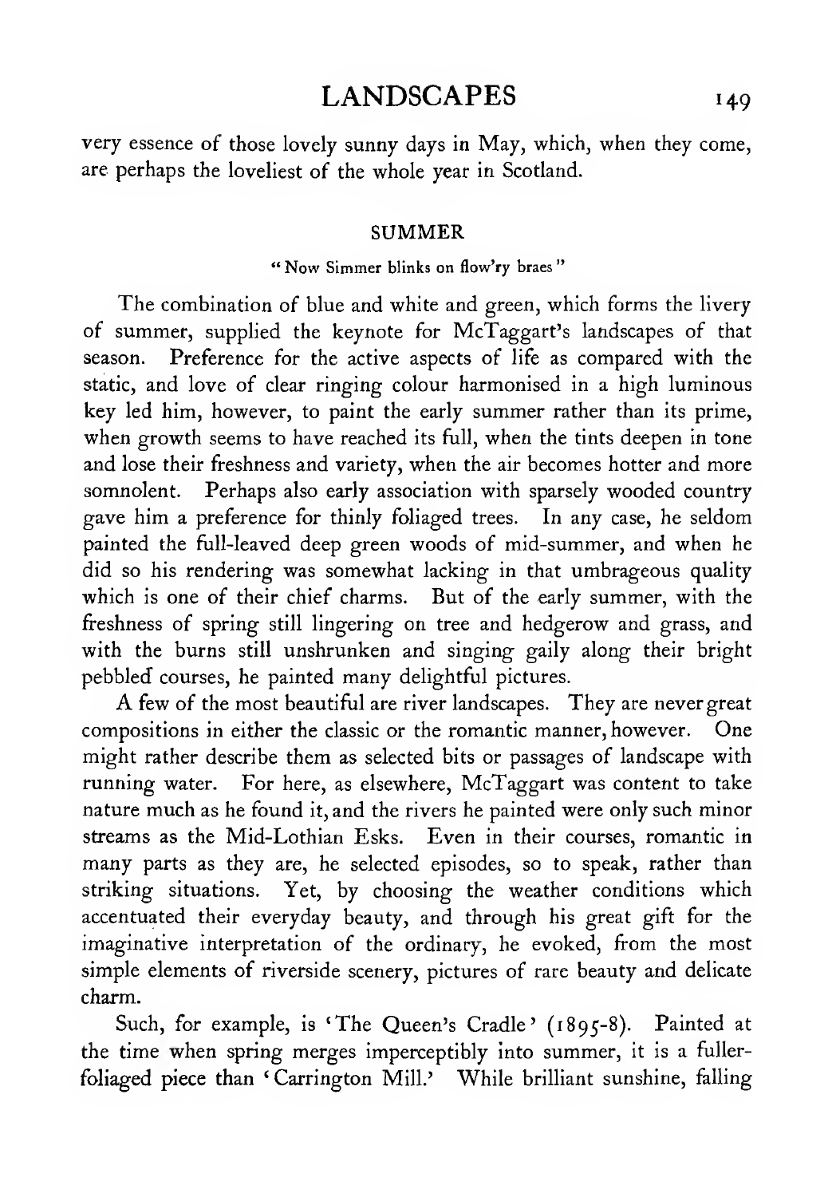very essence of those lovely sunny days in May, which, when they come, are perhaps the loveliest of the whole year in Scotland.

### SUMMER

"Now Simmer blinks on flow'ry braes"

The combination of blue and white and green, which forms the livery of summer, supplied the keynote for McTaggart's landscapes of that season. Preference for the active aspects of life as compared with the static, and love of clear ringing colour harmonised in a high luminous key led him, however, to paint the early summer rather than its prime, when growth seems to have reached its full, when the tints deepen in tone and lose their freshness and variety, when the air becomes hotter and more somnolent. Perhaps also early association with sparsely wooded country gave him a preference for thinly foliaged trees. In any case, he seldom painted the full-leaved deep green woods of mid-summer, and when he did so his rendering was somewhat lacking in that umbrageous quality which is one of their chief charms. But of the early summer, with the freshness of spring still lingering on tree and hedgerow and grass, and with the burns still unshrunken and singing gaily along their bright pebbled courses, he painted many delightful pictures.

A few of the most beautiful are river landscapes. They are never great compositions in either the classic or the romantic manner, however. One might rather describe them as selected bits or passages of landscape with running water. For here, as elsewhere, McTaggart was content to take nature much as he found it, and the rivers he painted were only such minor streams as the Mid-Lothian Esks. Even in their courses, romantic in many parts as they are, he selected episodes, so to speak, rather than striking situations. Yet, by choosing the weather conditions which accentuated their everyday beauty, and through his great gift for the imaginative interpretation of the ordinary, he evoked, from the most simple elements of riverside scenery, pictures of rare beauty and delicate charm.

Such, for example, is 'The Queen's Cradle' (1895-8). Painted at the time when spring merges imperceptibly into summer, it is a fuller-foliaged piece than 'Carrington Mill.' While brilliant sunshine, falling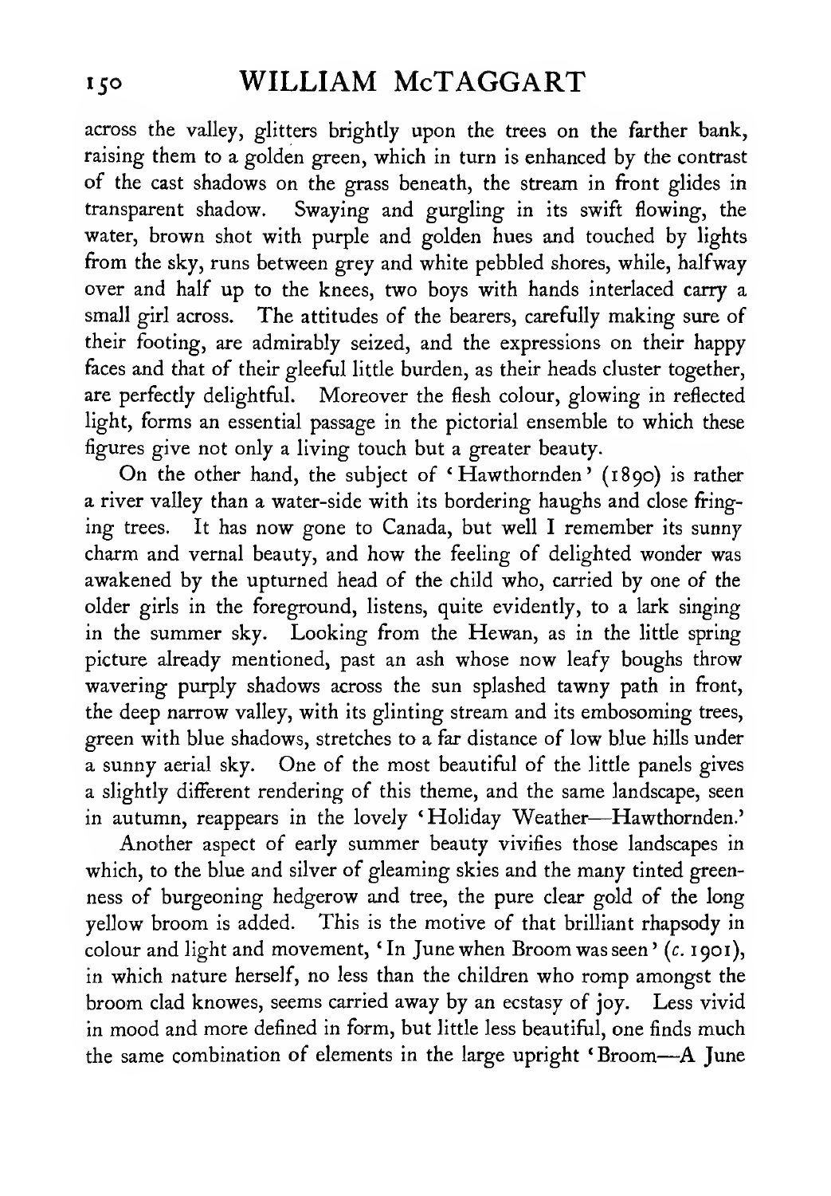across the valley, glitters brightly upon the trees on the farther bank, raising them to a golden green, which in turn is enhanced by the contrast of the cast shadows on the grass beneath, the stream in front glides in transparent shadow. Swaying and gurgling in its swift flowing, the water, brown shot with purple and golden hues and touched by lights from the sky, runs between grey and white pebbled shores, while, halfway over and half up to the knees, two boys with hands interlaced carry a small girl across. The attitudes of the bearers, carefully making sure of their footing, are admirably seized, and the expressions on their happy faces and that of their gleeful little burden, as their heads cluster together, are perfectly delightful. Moreover the flesh colour, glowing in reflected light, forms an essential passage in the pictorial ensemble to which these figures give not only a living touch but a greater beauty.

On the other hand, the subject of 'Hawthornden' (1890) is rather a river valley than a water-side with its bordering haughs and close fringing trees. It has now gone to Canada, but well I remember its sunny charm and vernal beauty, and how the feeling of delighted wonder was awakened by the upturned head of the child who, carried by one of the older girls in the foreground, listens, quite evidently, to a lark singing in the summer sky. Looking from the Hewan, as in the little spring picture already mentioned, past an ash whose now leafy boughs throw wavering purply shadows across the sun splashed tawny path in front, the deep narrow valley, with its glinting stream and its embosoming trees, green with blue shadows, stretches to a far distance of low blue hills under a sunny aerial sky. One of the most beautiful of the little panels gives a slightly different rendering of this theme, and the same landscape, seen in autumn, reappears in the lovely 'Holiday Weather—Hawthornden.'

Another aspect of early summer beauty vivifies those landscapes in which, to the blue and silver of gleaming skies and the many tinted greenness of burgeoning hedgerow and tree, the pure clear gold of the long yellow broom is added. This is the motive of that brilliant rhapsody in colour and light and movement, 'In June when Broom was seen' (*c.* 1901), in which nature herself, no less than the children who romp amongst the broom clad knowes, seems carried away by an ecstasy of joy. Less vivid in mood and more defined in form, but little less beautiful, one finds much the same combination of elements in the large upright 'Broom—A June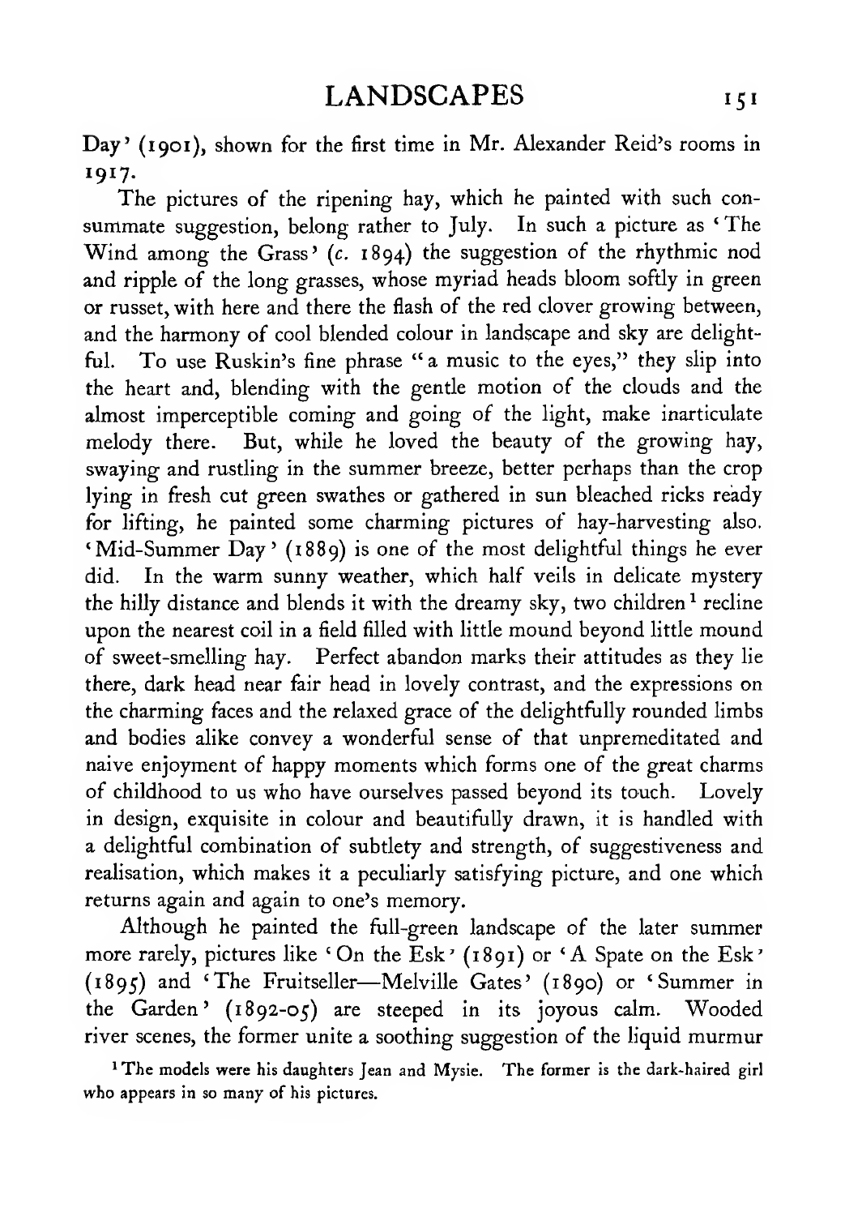Day' (1901), shown for the first time in Mr. Alexander Reid's rooms in 1917.

The pictures of the ripening hay, which he painted with such consummate suggestion, belong rather to July. In such a picture as 'The Wind among the Grass' (*c.* 1894) the suggestion of the rhythmic nod and ripple of the long grasses, whose myriad heads bloom softly in green or russet, with here and there the flash of the red clover growing between, and the harmony of cool blended colour in landscape and sky are delightful. To use Ruskin's fine phrase "a music to the eyes," they slip into the heart and, blending with the gentle motion of the clouds and the almost imperceptible coming and going of the light, make inarticulate melody there. But, while he loved the beauty of the growing hay, swaying and rustling in the summer breeze, better perhaps than the crop lying in fresh cut green swathes or gathered in sun bleached ricks ready for lifting, he painted some charming pictures of hay-harvesting also. 'Mid-Summer Day' (1889) is one of the most delightful things he ever did. In the warm sunny weather, which half veils in delicate mystery the hilly distance and blends it with the dreamy sky, two children[1] recline upon the nearest coil in a field filled with little mound beyond little mound of sweet-smelling hay. Perfect abandon marks their attitudes as they lie there, dark head near fair head in lovely contrast, and the expressions on the charming faces and the relaxed grace of the delightfully rounded limbs and bodies alike convey a wonderful sense of that unpremeditated and naive enjoyment of happy moments which forms one of the great charms of childhood to us who have ourselves passed beyond its touch. Lovely in design, exquisite in colour and beautifully drawn, it is handled with a delightful combination of subtlety and strength, of suggestiveness and realisation, which makes it a peculiarly satisfying picture, and one which returns again and again to one's memory.

Although he painted the full-green landscape of the later summer more rarely, pictures like 'On the Esk' (1891) or 'A Spate on the Esk' (1895) and 'The Fruitseller—Melville Gates' (1890) or 'Summer in the Garden' (1892-05) are steeped in its joyous calm. Wooded river scenes, the former unite a soothing suggestion of the liquid murmur

[1] The models were his daughters Jean and Mysie. The former is the dark-haired girl who appears in so many of his pictures.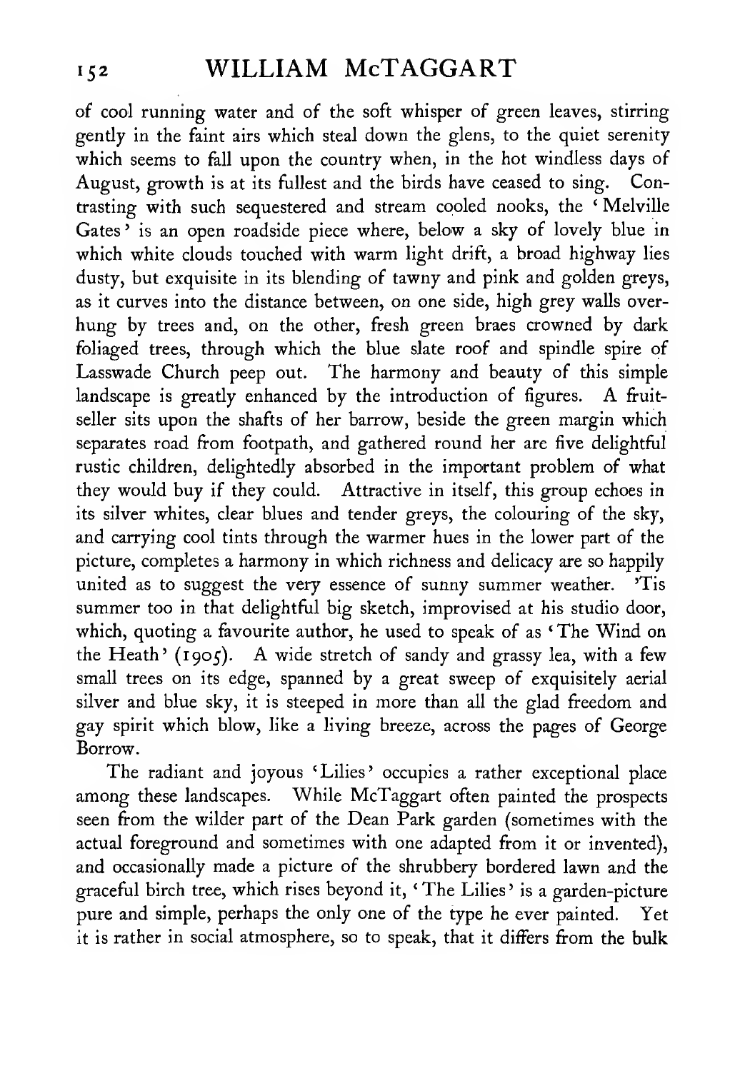of cool running water and of the soft whisper of green leaves, stirring gently in the faint airs which steal down the glens, to the quiet serenity which seems to fall upon the country when, in the hot windless days of August, growth is at its fullest and the birds have ceased to sing. Contrasting with such sequestered and stream cooled nooks, the 'Melville Gates' is an open roadside piece where, below a sky of lovely blue in which white clouds touched with warm light drift, a broad highway lies dusty, but exquisite in its blending of tawny and pink and golden greys, as it curves into the distance between, on one side, high grey walls overhung by trees and, on the other, fresh green braes crowned by dark foliaged trees, through which the blue slate roof and spindle spire of Lasswade Church peep out. The harmony and beauty of this simple landscape is greatly enhanced by the introduction of figures. A fruit-seller sits upon the shafts of her barrow, beside the green margin which separates road from footpath, and gathered round her are five delightful rustic children, delightedly absorbed in the important problem of what they would buy if they could. Attractive in itself, this group echoes in its silver whites, clear blues and tender greys, the colouring of the sky, and carrying cool tints through the warmer hues in the lower part of the picture, completes a harmony in which richness and delicacy are so happily united as to suggest the very essence of sunny summer weather. 'Tis summer too in that delightful big sketch, improvised at his studio door, which, quoting a favourite author, he used to speak of as 'The Wind on the Heath' (1905). A wide stretch of sandy and grassy lea, with a few small trees on its edge, spanned by a great sweep of exquisitely aerial silver and blue sky, it is steeped in more than all the glad freedom and gay spirit which blow, like a living breeze, across the pages of George Borrow.

The radiant and joyous 'Lilies' occupies a rather exceptional place among these landscapes. While McTaggart often painted the prospects seen from the wilder part of the Dean Park garden (sometimes with the actual foreground and sometimes with one adapted from it or invented), and occasionally made a picture of the shrubbery bordered lawn and the graceful birch tree, which rises beyond it, 'The Lilies' is a garden-picture pure and simple, perhaps the only one of the type he ever painted. Yet it is rather in social atmosphere, so to speak, that it differs from the bulk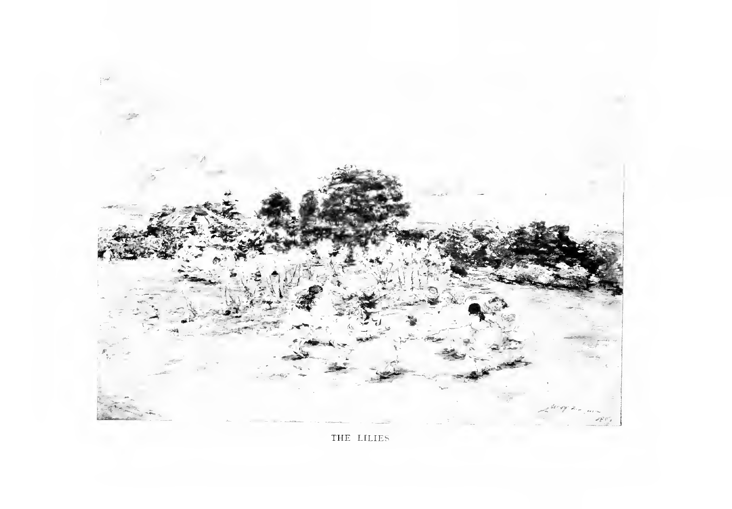THE LILIES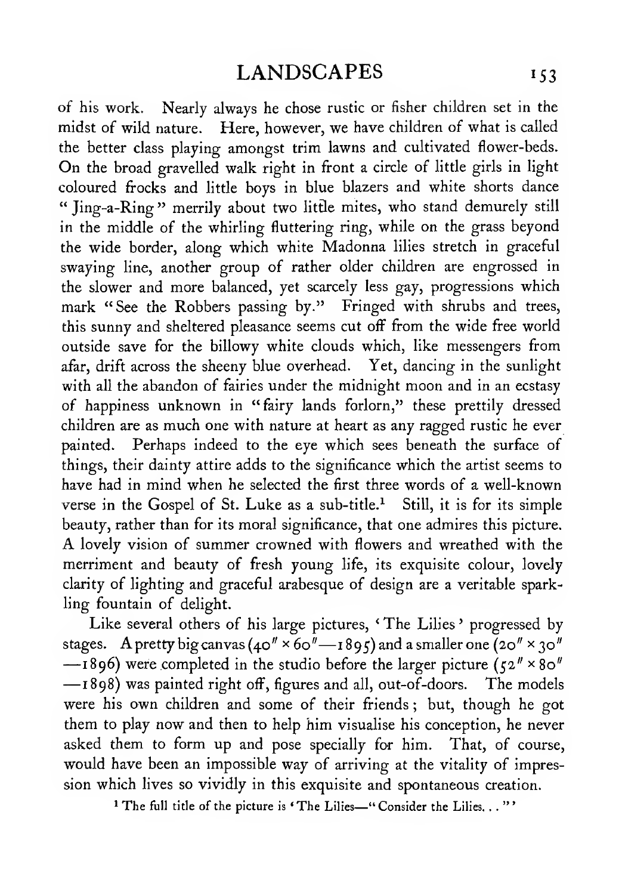of his work. Nearly always he chose rustic or fisher children set in the midst of wild nature. Here, however, we have children of what is called the better class playing amongst trim lawns and cultivated flower-beds. On the broad gravelled walk right in front a circle of little girls in light coloured frocks and little boys in blue blazers and white shorts dance "Jing-a-Ring" merrily about two little mites, who stand demurely still in the middle of the whirling fluttering ring, while on the grass beyond the wide border, along which white Madonna lilies stretch in graceful swaying line, another group of rather older children are engrossed in the slower and more balanced, yet scarcely less gay, progressions which mark "See the Robbers passing by." Fringed with shrubs and trees, this sunny and sheltered pleasance seems cut off from the wide free world outside save for the billowy white clouds which, like messengers from afar, drift across the sheeny blue overhead. Yet, dancing in the sunlight with all the abandon of fairies under the midnight moon and in an ecstasy of happiness unknown in "fairy lands forlorn," these prettily dressed children are as much one with nature at heart as any ragged rustic he ever painted. Perhaps indeed to the eye which sees beneath the surface of things, their dainty attire adds to the significance which the artist seems to have had in mind when he selected the first three words of a well-known verse in the Gospel of St. Luke as a sub-title.[1] Still, it is for its simple beauty, rather than for its moral significance, that one admires this picture. A lovely vision of summer crowned with flowers and wreathed with the merriment and beauty of fresh young life, its exquisite colour, lovely clarity of lighting and graceful arabesque of design are a veritable sparkling fountain of delight.

Like several others of his large pictures, 'The Lilies' progressed by stages. A pretty big canvas (40″ × 60″—1895) and a smaller one (20″ × 30″—1896) were completed in the studio before the larger picture (52″ × 80″—1898) was painted right off, figures and all, out-of-doors. The models were his own children and some of their friends; but, though he got them to play now and then to help him visualise his conception, he never asked them to form up and pose specially for him. That, of course, would have been an impossible way of arriving at the vitality of impression which lives so vividly in this exquisite and spontaneous creation.

[1] The full title of the picture is 'The Lilies—"Consider the Lilies. . ."'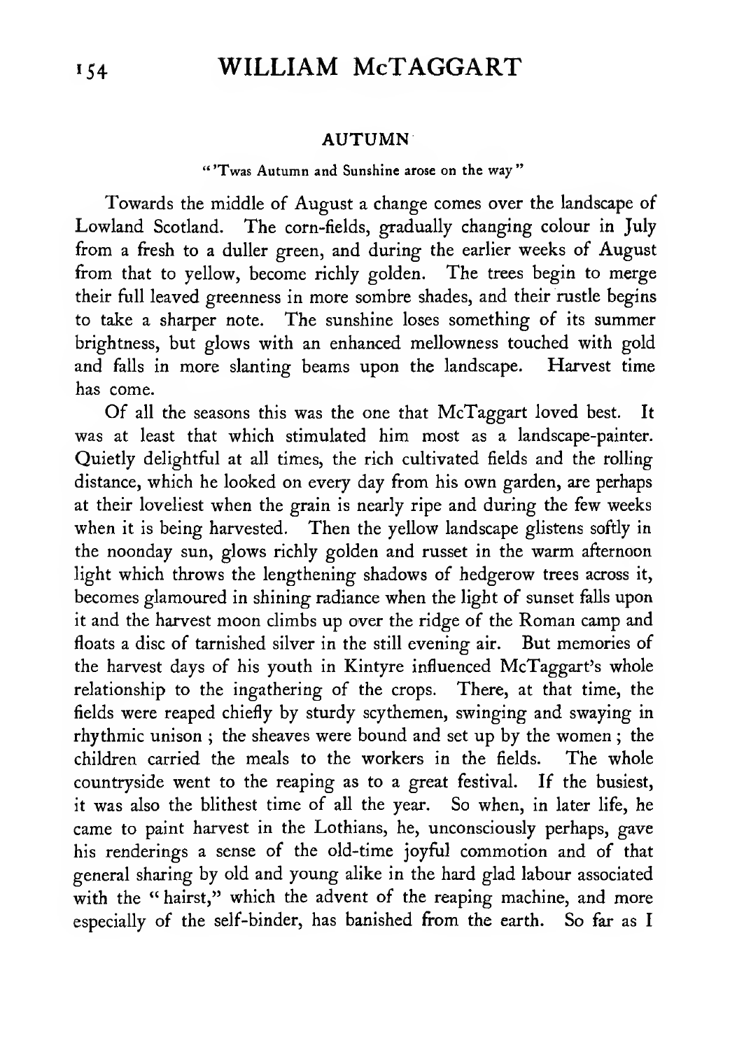## AUTUMN

"'Twas Autumn and Sunshine arose on the way"

Towards the middle of August a change comes over the landscape of Lowland Scotland. The corn-fields, gradually changing colour in July from a fresh to a duller green, and during the earlier weeks of August from that to yellow, become richly golden. The trees begin to merge their full leaved greenness in more sombre shades, and their rustle begins to take a sharper note. The sunshine loses something of its summer brightness, but glows with an enhanced mellowness touched with gold and falls in more slanting beams upon the landscape. Harvest time has come.

Of all the seasons this was the one that McTaggart loved best. It was at least that which stimulated him most as a landscape-painter. Quietly delightful at all times, the rich cultivated fields and the rolling distance, which he looked on every day from his own garden, are perhaps at their loveliest when the grain is nearly ripe and during the few weeks when it is being harvested. Then the yellow landscape glistens softly in the noonday sun, glows richly golden and russet in the warm afternoon light which throws the lengthening shadows of hedgerow trees across it, becomes glamoured in shining radiance when the light of sunset falls upon it and the harvest moon climbs up over the ridge of the Roman camp and floats a disc of tarnished silver in the still evening air. But memories of the harvest days of his youth in Kintyre influenced McTaggart's whole relationship to the ingathering of the crops. There, at that time, the fields were reaped chiefly by sturdy scythemen, swinging and swaying in rhythmic unison ; the sheaves were bound and set up by the women ; the children carried the meals to the workers in the fields. The whole countryside went to the reaping as to a great festival. If the busiest, it was also the blithest time of all the year. So when, in later life, he came to paint harvest in the Lothians, he, unconsciously perhaps, gave his renderings a sense of the old-time joyful commotion and of that general sharing by old and young alike in the hard glad labour associated with the "hairst," which the advent of the reaping machine, and more especially of the self-binder, has banished from the earth. So far as I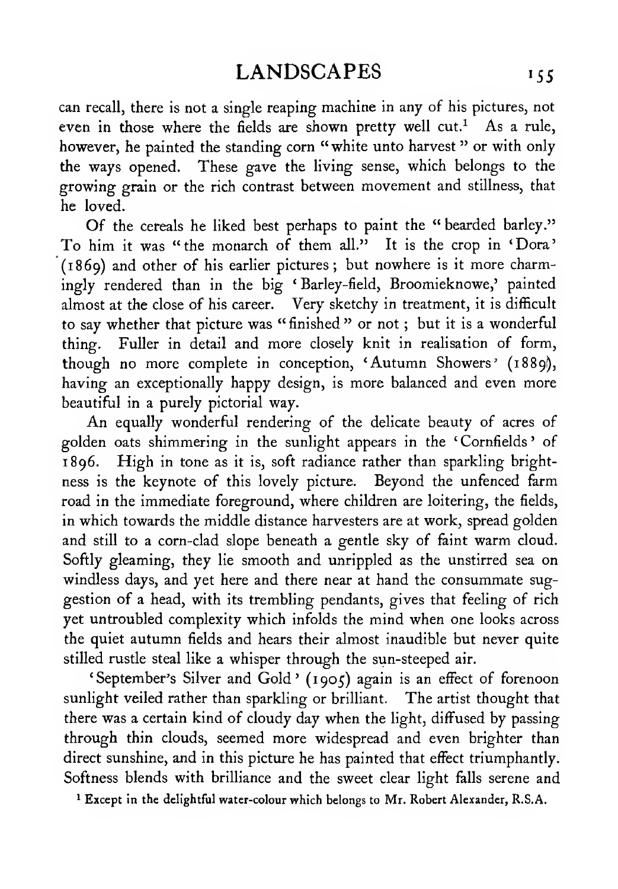can recall, there is not a single reaping machine in any of his pictures, not even in those where the fields are shown pretty well cut.[1] As a rule, however, he painted the standing corn "white unto harvest" or with only the ways opened. These gave the living sense, which belongs to the growing grain or the rich contrast between movement and stillness, that he loved.

Of the cereals he liked best perhaps to paint the "bearded barley." To him it was "the monarch of them all." It is the crop in 'Dora' (1869) and other of his earlier pictures; but nowhere is it more charmingly rendered than in the big 'Barley-field, Broomieknowe,' painted almost at the close of his career. Very sketchy in treatment, it is difficult to say whether that picture was "finished" or not; but it is a wonderful thing. Fuller in detail and more closely knit in realisation of form, though no more complete in conception, 'Autumn Showers' (1889), having an exceptionally happy design, is more balanced and even more beautiful in a purely pictorial way.

An equally wonderful rendering of the delicate beauty of acres of golden oats shimmering in the sunlight appears in the 'Cornfields' of 1896. High in tone as it is, soft radiance rather than sparkling brightness is the keynote of this lovely picture. Beyond the unfenced farm road in the immediate foreground, where children are loitering, the fields, in which towards the middle distance harvesters are at work, spread golden and still to a corn-clad slope beneath a gentle sky of faint warm cloud. Softly gleaming, they lie smooth and unrippled as the unstirred sea on windless days, and yet here and there near at hand the consummate suggestion of a head, with its trembling pendants, gives that feeling of rich yet untroubled complexity which infolds the mind when one looks across the quiet autumn fields and hears their almost inaudible but never quite stilled rustle steal like a whisper through the sun-steeped air.

'September's Silver and Gold' (1905) again is an effect of forenoon sunlight veiled rather than sparkling or brilliant. The artist thought that there was a certain kind of cloudy day when the light, diffused by passing through thin clouds, seemed more widespread and even brighter than direct sunshine, and in this picture he has painted that effect triumphantly. Softness blends with brilliance and the sweet clear light falls serene and

[1] Except in the delightful water-colour which belongs to Mr. Robert Alexander, R.S.A.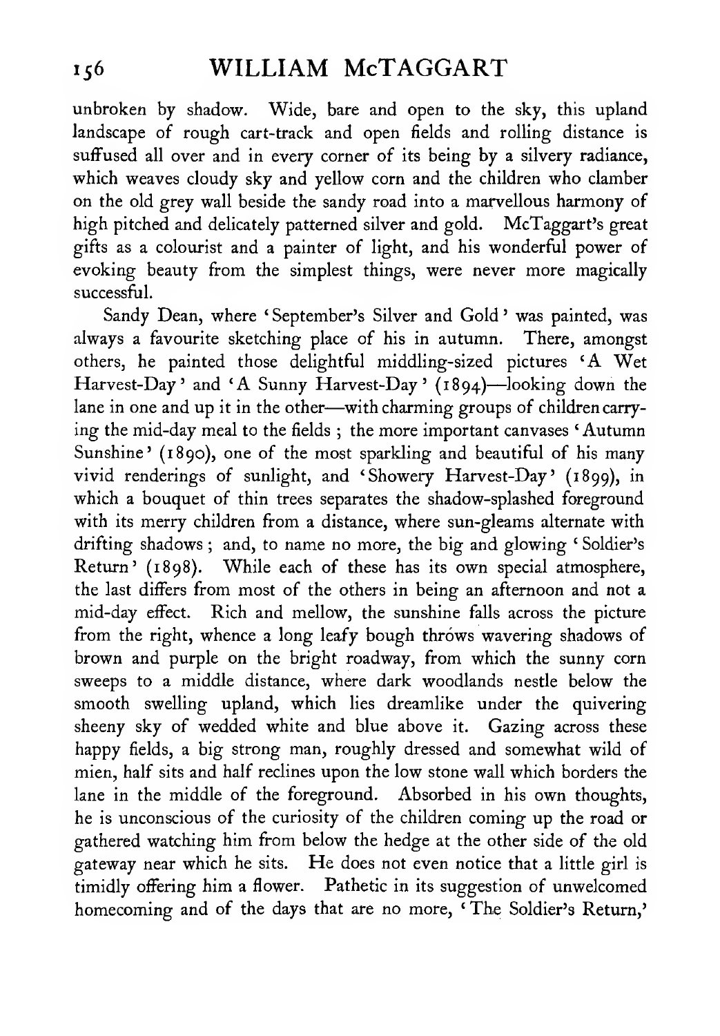unbroken by shadow. Wide, bare and open to the sky, this upland landscape of rough cart-track and open fields and rolling distance is suffused all over and in every corner of its being by a silvery radiance, which weaves cloudy sky and yellow corn and the children who clamber on the old grey wall beside the sandy road into a marvellous harmony of high pitched and delicately patterned silver and gold. McTaggart's great gifts as a colourist and a painter of light, and his wonderful power of evoking beauty from the simplest things, were never more magically successful.

Sandy Dean, where 'September's Silver and Gold' was painted, was always a favourite sketching place of his in autumn. There, amongst others, he painted those delightful middling-sized pictures 'A Wet Harvest-Day' and 'A Sunny Harvest-Day' (1894)—looking down the lane in one and up it in the other—with charming groups of children carrying the mid-day meal to the fields; the more important canvases 'Autumn Sunshine' (1890), one of the most sparkling and beautiful of his many vivid renderings of sunlight, and 'Showery Harvest-Day' (1899), in which a bouquet of thin trees separates the shadow-splashed foreground with its merry children from a distance, where sun-gleams alternate with drifting shadows; and, to name no more, the big and glowing 'Soldier's Return' (1898). While each of these has its own special atmosphere, the last differs from most of the others in being an afternoon and not a mid-day effect. Rich and mellow, the sunshine falls across the picture from the right, whence a long leafy bough throws wavering shadows of brown and purple on the bright roadway, from which the sunny corn sweeps to a middle distance, where dark woodlands nestle below the smooth swelling upland, which lies dreamlike under the quivering sheeny sky of wedded white and blue above it. Gazing across these happy fields, a big strong man, roughly dressed and somewhat wild of mien, half sits and half reclines upon the low stone wall which borders the lane in the middle of the foreground. Absorbed in his own thoughts, he is unconscious of the curiosity of the children coming up the road or gathered watching him from below the hedge at the other side of the old gateway near which he sits. He does not even notice that a little girl is timidly offering him a flower. Pathetic in its suggestion of unwelcomed homecoming and of the days that are no more, 'The Soldier's Return,'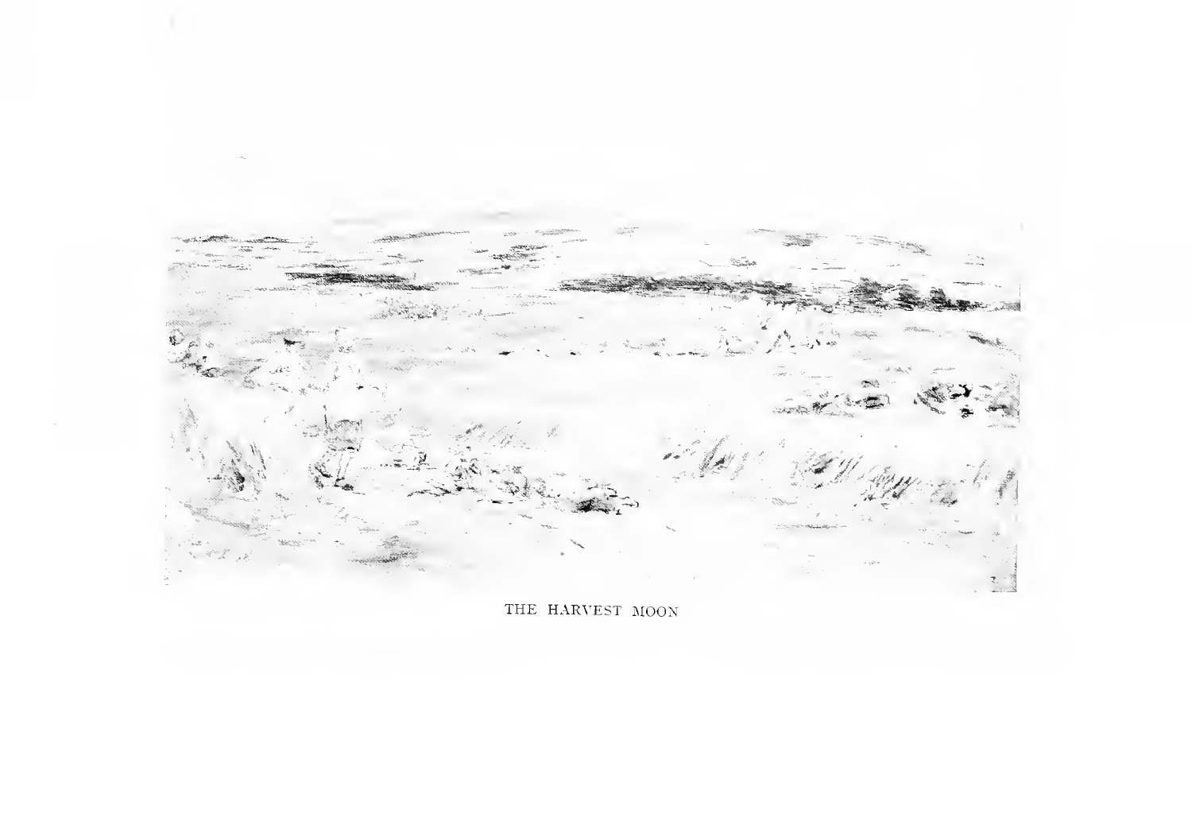THE HARVEST MOON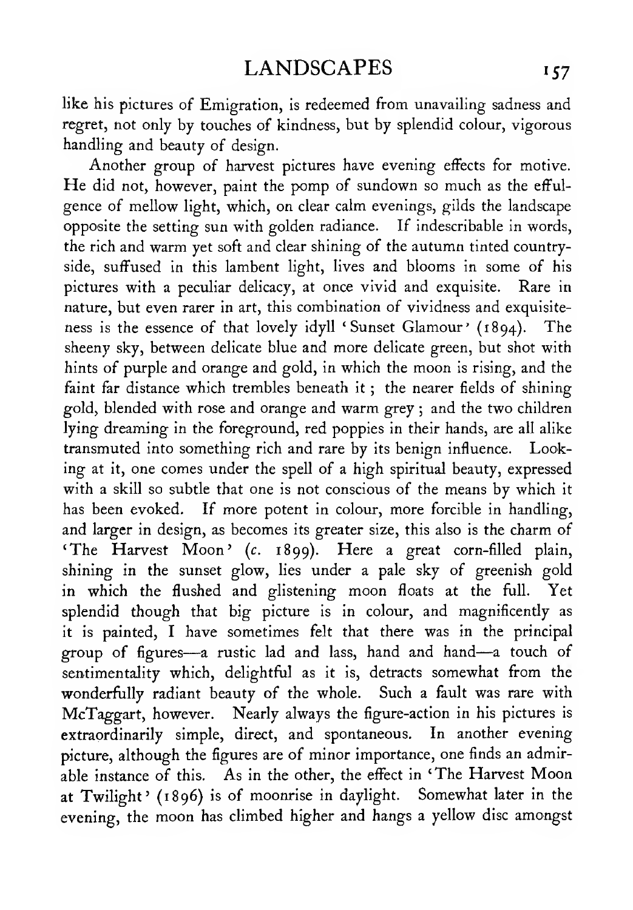like his pictures of Emigration, is redeemed from unavailing sadness and regret, not only by touches of kindness, but by splendid colour, vigorous handling and beauty of design.

Another group of harvest pictures have evening effects for motive. He did not, however, paint the pomp of sundown so much as the effulgence of mellow light, which, on clear calm evenings, gilds the landscape opposite the setting sun with golden radiance. If indescribable in words, the rich and warm yet soft and clear shining of the autumn tinted countryside, suffused in this lambent light, lives and blooms in some of his pictures with a peculiar delicacy, at once vivid and exquisite. Rare in nature, but even rarer in art, this combination of vividness and exquisiteness is the essence of that lovely idyll 'Sunset Glamour' (1894). The sheeny sky, between delicate blue and more delicate green, but shot with hints of purple and orange and gold, in which the moon is rising, and the faint far distance which trembles beneath it; the nearer fields of shining gold, blended with rose and orange and warm grey; and the two children lying dreaming in the foreground, red poppies in their hands, are all alike transmuted into something rich and rare by its benign influence. Looking at it, one comes under the spell of a high spiritual beauty, expressed with a skill so subtle that one is not conscious of the means by which it has been evoked. If more potent in colour, more forcible in handling, and larger in design, as becomes its greater size, this also is the charm of 'The Harvest Moon' (*c.* 1899). Here a great corn-filled plain, shining in the sunset glow, lies under a pale sky of greenish gold in which the flushed and glistening moon floats at the full. Yet splendid though that big picture is in colour, and magnificently as it is painted, I have sometimes felt that there was in the principal group of figures—a rustic lad and lass, hand and hand—a touch of sentimentality which, delightful as it is, detracts somewhat from the wonderfully radiant beauty of the whole. Such a fault was rare with McTaggart, however. Nearly always the figure-action in his pictures is extraordinarily simple, direct, and spontaneous. In another evening picture, although the figures are of minor importance, one finds an admirable instance of this. As in the other, the effect in 'The Harvest Moon at Twilight' (1896) is of moonrise in daylight. Somewhat later in the evening, the moon has climbed higher and hangs a yellow disc amongst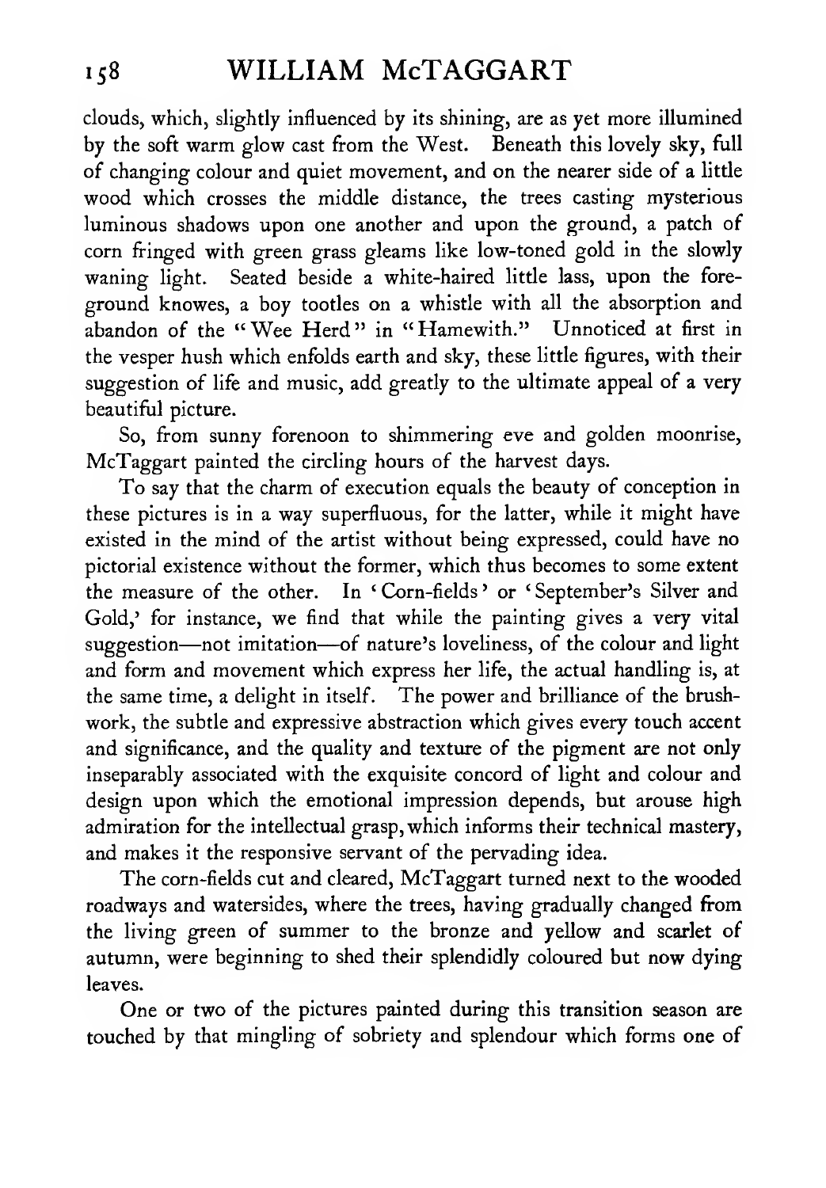clouds, which, slightly influenced by its shining, are as yet more illumined by the soft warm glow cast from the West. Beneath this lovely sky, full of changing colour and quiet movement, and on the nearer side of a little wood which crosses the middle distance, the trees casting mysterious luminous shadows upon one another and upon the ground, a patch of corn fringed with green grass gleams like low-toned gold in the slowly waning light. Seated beside a white-haired little lass, upon the foreground knowes, a boy tootles on a whistle with all the absorption and abandon of the "Wee Herd" in "Hamewith." Unnoticed at first in the vesper hush which enfolds earth and sky, these little figures, with their suggestion of life and music, add greatly to the ultimate appeal of a very beautiful picture.

So, from sunny forenoon to shimmering eve and golden moonrise, McTaggart painted the circling hours of the harvest days.

To say that the charm of execution equals the beauty of conception in these pictures is in a way superfluous, for the latter, while it might have existed in the mind of the artist without being expressed, could have no pictorial existence without the former, which thus becomes to some extent the measure of the other. In 'Corn-fields' or 'September's Silver and Gold,' for instance, we find that while the painting gives a very vital suggestion—not imitation—of nature's loveliness, of the colour and light and form and movement which express her life, the actual handling is, at the same time, a delight in itself. The power and brilliance of the brushwork, the subtle and expressive abstraction which gives every touch accent and significance, and the quality and texture of the pigment are not only inseparably associated with the exquisite concord of light and colour and design upon which the emotional impression depends, but arouse high admiration for the intellectual grasp, which informs their technical mastery, and makes it the responsive servant of the pervading idea.

The corn-fields cut and cleared, McTaggart turned next to the wooded roadways and watersides, where the trees, having gradually changed from the living green of summer to the bronze and yellow and scarlet of autumn, were beginning to shed their splendidly coloured but now dying leaves.

One or two of the pictures painted during this transition season are touched by that mingling of sobriety and splendour which forms one of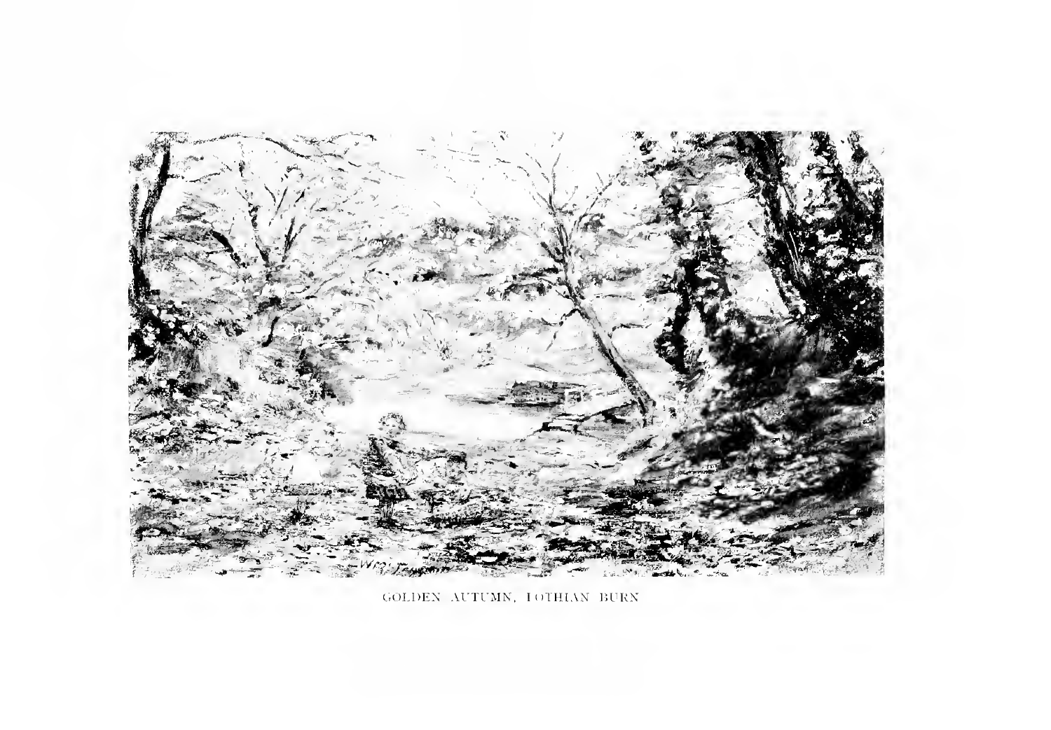GOLDEN AUTUMN, LOTHIAN BURN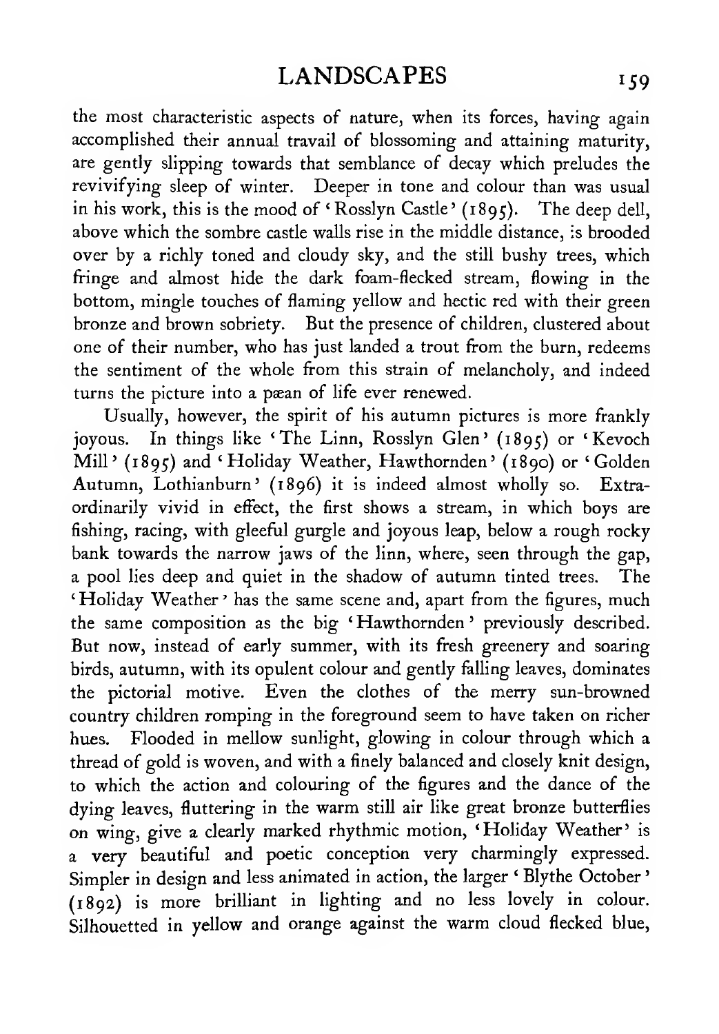the most characteristic aspects of nature, when its forces, having again accomplished their annual travail of blossoming and attaining maturity, are gently slipping towards that semblance of decay which preludes the revivifying sleep of winter. Deeper in tone and colour than was usual in his work, this is the mood of 'Rosslyn Castle' (1895). The deep dell, above which the sombre castle walls rise in the middle distance, is brooded over by a richly toned and cloudy sky, and the still bushy trees, which fringe and almost hide the dark foam-flecked stream, flowing in the bottom, mingle touches of flaming yellow and hectic red with their green bronze and brown sobriety. But the presence of children, clustered about one of their number, who has just landed a trout from the burn, redeems the sentiment of the whole from this strain of melancholy, and indeed turns the picture into a pæan of life ever renewed.

Usually, however, the spirit of his autumn pictures is more frankly joyous. In things like 'The Linn, Rosslyn Glen' (1895) or 'Kevoch Mill' (1895) and 'Holiday Weather, Hawthornden' (1890) or 'Golden Autumn, Lothianburn' (1896) it is indeed almost wholly so. Extraordinarily vivid in effect, the first shows a stream, in which boys are fishing, racing, with gleeful gurgle and joyous leap, below a rough rocky bank towards the narrow jaws of the linn, where, seen through the gap, a pool lies deep and quiet in the shadow of autumn tinted trees. The 'Holiday Weather' has the same scene and, apart from the figures, much the same composition as the big 'Hawthornden' previously described. But now, instead of early summer, with its fresh greenery and soaring birds, autumn, with its opulent colour and gently falling leaves, dominates the pictorial motive. Even the clothes of the merry sun-browned country children romping in the foreground seem to have taken on richer hues. Flooded in mellow sunlight, glowing in colour through which a thread of gold is woven, and with a finely balanced and closely knit design, to which the action and colouring of the figures and the dance of the dying leaves, fluttering in the warm still air like great bronze butterflies on wing, give a clearly marked rhythmic motion, 'Holiday Weather' is a very beautiful and poetic conception very charmingly expressed. Simpler in design and less animated in action, the larger 'Blythe October' (1892) is more brilliant in lighting and no less lovely in colour. Silhouetted in yellow and orange against the warm cloud flecked blue,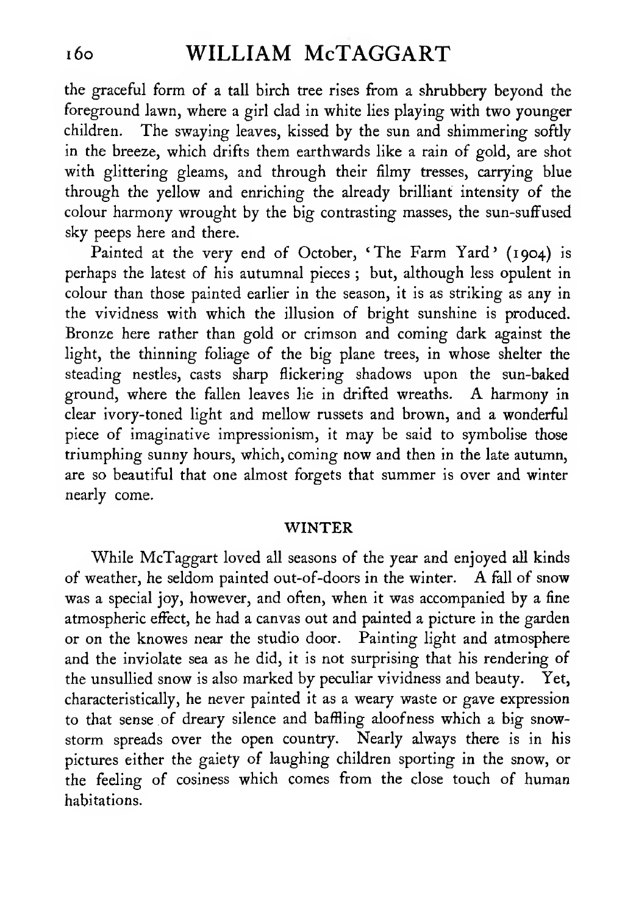the graceful form of a tall birch tree rises from a shrubbery beyond the foreground lawn, where a girl clad in white lies playing with two younger children. The swaying leaves, kissed by the sun and shimmering softly in the breeze, which drifts them earthwards like a rain of gold, are shot with glittering gleams, and through their filmy tresses, carrying blue through the yellow and enriching the already brilliant intensity of the colour harmony wrought by the big contrasting masses, the sun-suffused sky peeps here and there.

Painted at the very end of October, 'The Farm Yard' (1904) is perhaps the latest of his autumnal pieces; but, although less opulent in colour than those painted earlier in the season, it is as striking as any in the vividness with which the illusion of bright sunshine is produced. Bronze here rather than gold or crimson and coming dark against the light, the thinning foliage of the big plane trees, in whose shelter the steading nestles, casts sharp flickering shadows upon the sun-baked ground, where the fallen leaves lie in drifted wreaths. A harmony in clear ivory-toned light and mellow russets and brown, and a wonderful piece of imaginative impressionism, it may be said to symbolise those triumphing sunny hours, which, coming now and then in the late autumn, are so beautiful that one almost forgets that summer is over and winter nearly come.

## WINTER

While McTaggart loved all seasons of the year and enjoyed all kinds of weather, he seldom painted out-of-doors in the winter. A fall of snow was a special joy, however, and often, when it was accompanied by a fine atmospheric effect, he had a canvas out and painted a picture in the garden or on the knowes near the studio door. Painting light and atmosphere and the inviolate sea as he did, it is not surprising that his rendering of the unsullied snow is also marked by peculiar vividness and beauty. Yet, characteristically, he never painted it as a weary waste or gave expression to that sense of dreary silence and baffling aloofness which a big snow-storm spreads over the open country. Nearly always there is in his pictures either the gaiety of laughing children sporting in the snow, or the feeling of cosiness which comes from the close touch of human habitations.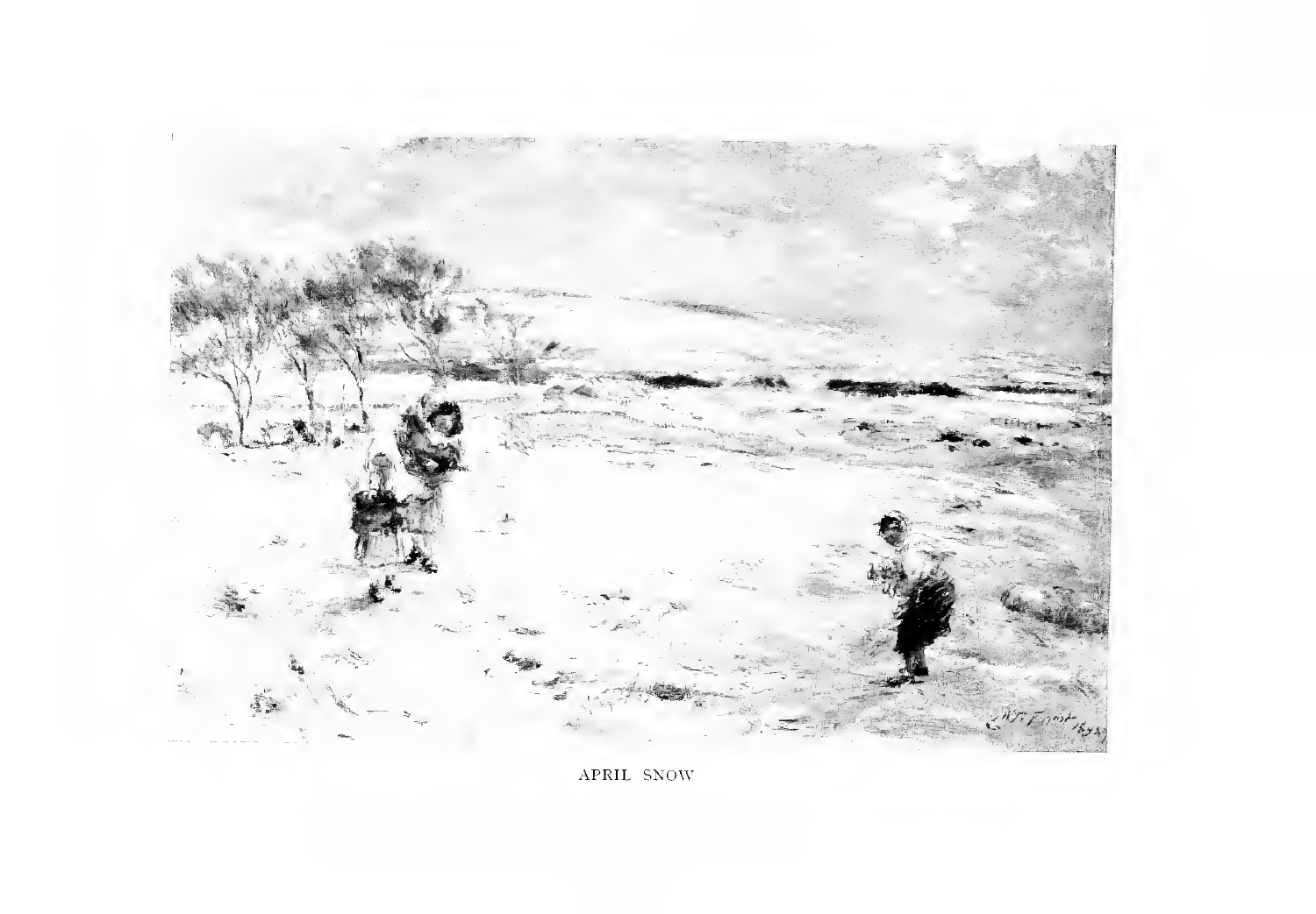APRIL SNOW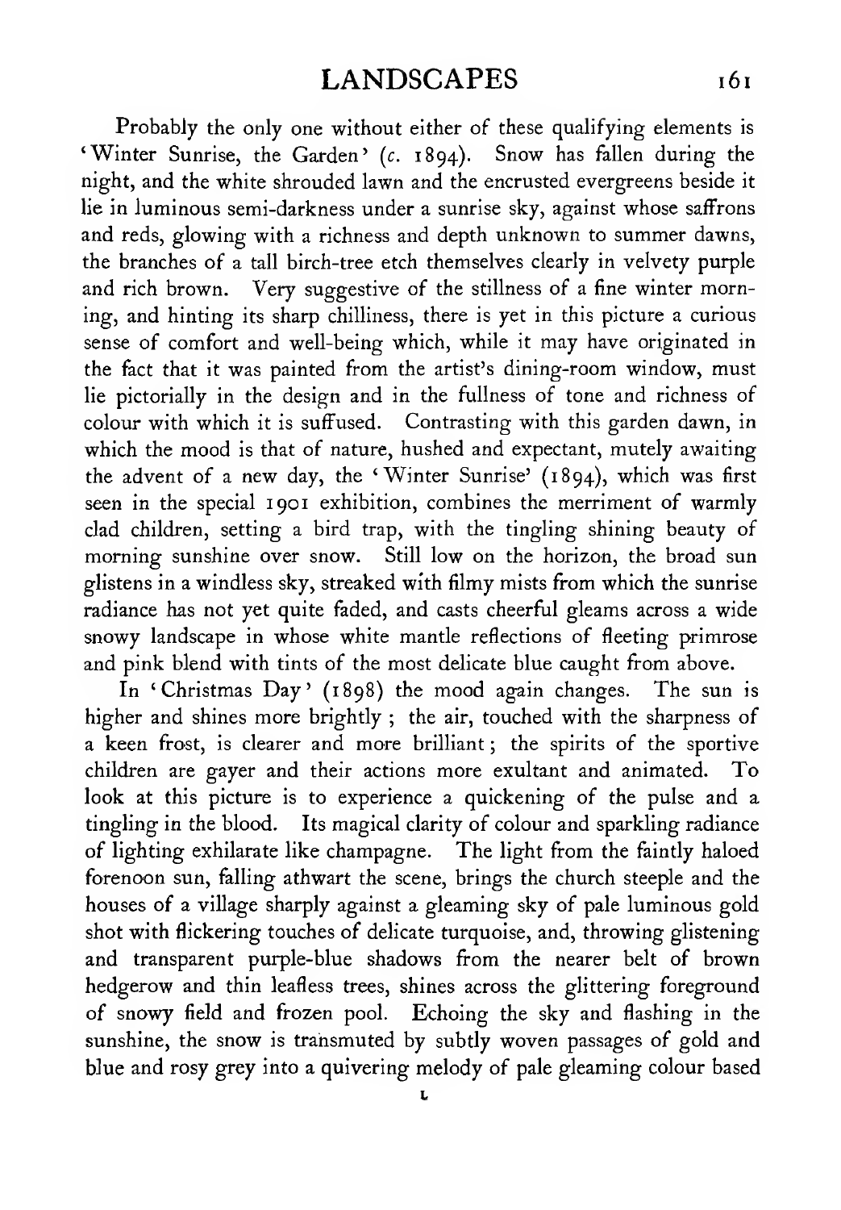Probably the only one without either of these qualifying elements is 'Winter Sunrise, the Garden' (*c.* 1894). Snow has fallen during the night, and the white shrouded lawn and the encrusted evergreens beside it lie in luminous semi-darkness under a sunrise sky, against whose saffrons and reds, glowing with a richness and depth unknown to summer dawns, the branches of a tall birch-tree etch themselves clearly in velvety purple and rich brown. Very suggestive of the stillness of a fine winter morning, and hinting its sharp chilliness, there is yet in this picture a curious sense of comfort and well-being which, while it may have originated in the fact that it was painted from the artist's dining-room window, must lie pictorially in the design and in the fullness of tone and richness of colour with which it is suffused. Contrasting with this garden dawn, in which the mood is that of nature, hushed and expectant, mutely awaiting the advent of a new day, the 'Winter Sunrise' (1894), which was first seen in the special 1901 exhibition, combines the merriment of warmly clad children, setting a bird trap, with the tingling shining beauty of morning sunshine over snow. Still low on the horizon, the broad sun glistens in a windless sky, streaked with filmy mists from which the sunrise radiance has not yet quite faded, and casts cheerful gleams across a wide snowy landscape in whose white mantle reflections of fleeting primrose and pink blend with tints of the most delicate blue caught from above.

In 'Christmas Day' (1898) the mood again changes. The sun is higher and shines more brightly; the air, touched with the sharpness of a keen frost, is clearer and more brilliant; the spirits of the sportive children are gayer and their actions more exultant and animated. To look at this picture is to experience a quickening of the pulse and a tingling in the blood. Its magical clarity of colour and sparkling radiance of lighting exhilarate like champagne. The light from the faintly haloed forenoon sun, falling athwart the scene, brings the church steeple and the houses of a village sharply against a gleaming sky of pale luminous gold shot with flickering touches of delicate turquoise, and, throwing glistening and transparent purple-blue shadows from the nearer belt of brown hedgerow and thin leafless trees, shines across the glittering foreground of snowy field and frozen pool. Echoing the sky and flashing in the sunshine, the snow is transmuted by subtly woven passages of gold and blue and rosy grey into a quivering melody of pale gleaming colour based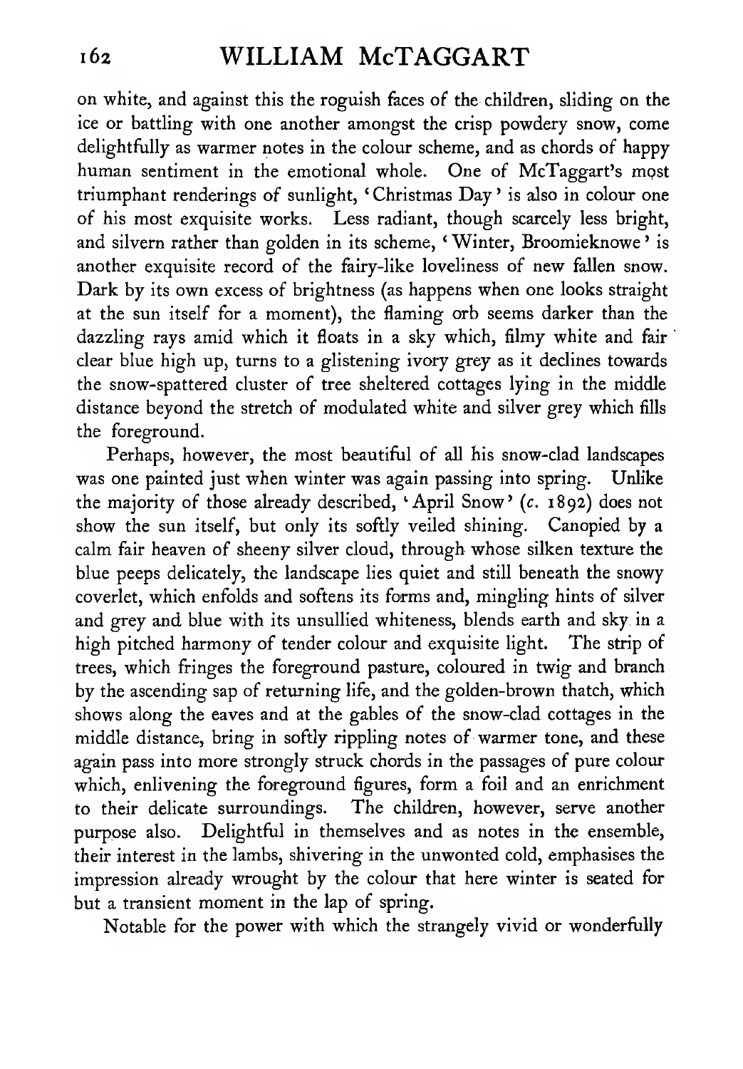on white, and against this the roguish faces of the children, sliding on the ice or battling with one another amongst the crisp powdery snow, come delightfully as warmer notes in the colour scheme, and as chords of happy human sentiment in the emotional whole. One of McTaggart's most triumphant renderings of sunlight, 'Christmas Day' is also in colour one of his most exquisite works. Less radiant, though scarcely less bright, and silvern rather than golden in its scheme, 'Winter, Broomieknowe' is another exquisite record of the fairy-like loveliness of new fallen snow. Dark by its own excess of brightness (as happens when one looks straight at the sun itself for a moment), the flaming orb seems darker than the dazzling rays amid which it floats in a sky which, filmy white and fair clear blue high up, turns to a glistening ivory grey as it declines towards the snow-spattered cluster of tree sheltered cottages lying in the middle distance beyond the stretch of modulated white and silver grey which fills the foreground.

Perhaps, however, the most beautiful of all his snow-clad landscapes was one painted just when winter was again passing into spring. Unlike the majority of those already described, 'April Snow' (*c.* 1892) does not show the sun itself, but only its softly veiled shining. Canopied by a calm fair heaven of sheeny silver cloud, through whose silken texture the blue peeps delicately, the landscape lies quiet and still beneath the snowy coverlet, which enfolds and softens its forms and, mingling hints of silver and grey and blue with its unsullied whiteness, blends earth and sky in a high pitched harmony of tender colour and exquisite light. The strip of trees, which fringes the foreground pasture, coloured in twig and branch by the ascending sap of returning life, and the golden-brown thatch, which shows along the eaves and at the gables of the snow-clad cottages in the middle distance, bring in softly rippling notes of warmer tone, and these again pass into more strongly struck chords in the passages of pure colour which, enlivening the foreground figures, form a foil and an enrichment to their delicate surroundings. The children, however, serve another purpose also. Delightful in themselves and as notes in the ensemble, their interest in the lambs, shivering in the unwonted cold, emphasises the impression already wrought by the colour that here winter is seated for but a transient moment in the lap of spring.

Notable for the power with which the strangely vivid or wonderfully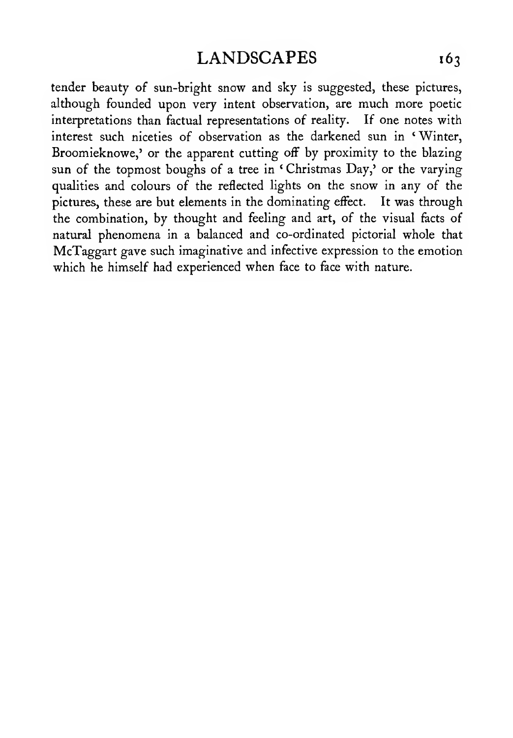tender beauty of sun-bright snow and sky is suggested, these pictures, although founded upon very intent observation, are much more poetic interpretations than factual representations of reality. If one notes with interest such niceties of observation as the darkened sun in 'Winter, Broomieknowe,' or the apparent cutting off by proximity to the blazing sun of the topmost boughs of a tree in 'Christmas Day,' or the varying qualities and colours of the reflected lights on the snow in any of the pictures, these are but elements in the dominating effect. It was through the combination, by thought and feeling and art, of the visual facts of natural phenomena in a balanced and co-ordinated pictorial whole that McTaggart gave such imaginative and infective expression to the emotion which he himself had experienced when face to face with nature.